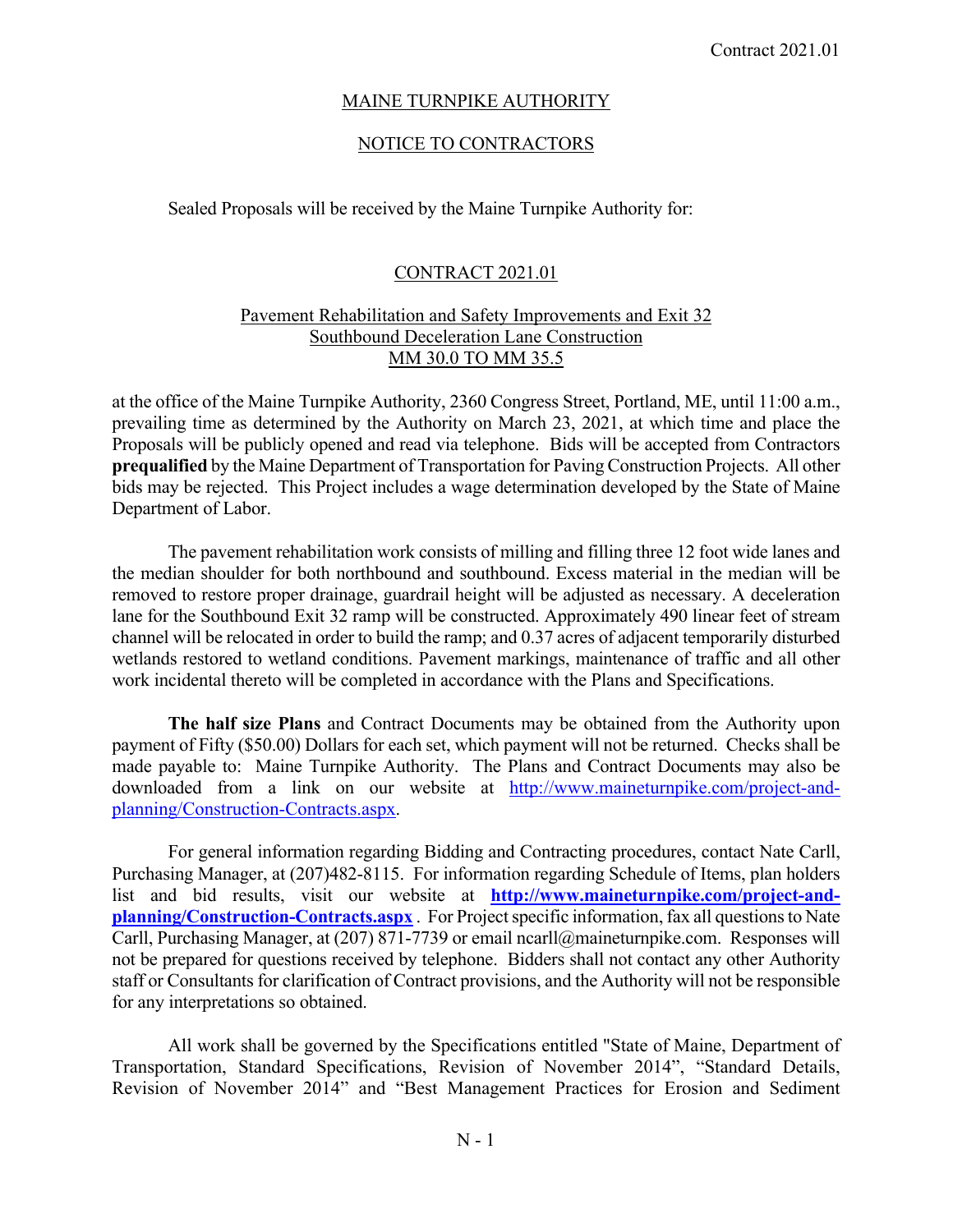# MAINE TURNPIKE AUTHORITY

## NOTICE TO CONTRACTORS

Sealed Proposals will be received by the Maine Turnpike Authority for:

## CONTRACT 2021.01

### Pavement Rehabilitation and Safety Improvements and Exit 32 Southbound Deceleration Lane Construction MM 30.0 TO MM 35.5

at the office of the Maine Turnpike Authority, 2360 Congress Street, Portland, ME, until 11:00 a.m., prevailing time as determined by the Authority on March 23, 2021, at which time and place the Proposals will be publicly opened and read via telephone. Bids will be accepted from Contractors **prequalified** by the Maine Department of Transportation for Paving Construction Projects. All other bids may be rejected. This Project includes a wage determination developed by the State of Maine Department of Labor.

The pavement rehabilitation work consists of milling and filling three 12 foot wide lanes and the median shoulder for both northbound and southbound. Excess material in the median will be removed to restore proper drainage, guardrail height will be adjusted as necessary. A deceleration lane for the Southbound Exit 32 ramp will be constructed. Approximately 490 linear feet of stream channel will be relocated in order to build the ramp; and 0.37 acres of adjacent temporarily disturbed wetlands restored to wetland conditions. Pavement markings, maintenance of traffic and all other work incidental thereto will be completed in accordance with the Plans and Specifications.

**The half size Plans** and Contract Documents may be obtained from the Authority upon payment of Fifty ($50.00) Dollars for each set, which payment will not be returned. Checks shall be made payable to: Maine Turnpike Authority. The Plans and Contract Documents may also be downloaded from a link on our website at http://www.maineturnpike.com/project-and-planning/Construction-Contracts.aspx.

For general information regarding Bidding and Contracting procedures, contact Nate Carll, Purchasing Manager, at (207)482-8115. For information regarding Schedule of Items, plan holders list and bid results, visit our website at **http://www.maineturnpike.com/project-and-planning/Construction-Contracts.aspx** . For Project specific information, fax all questions to Nate Carll, Purchasing Manager, at (207) 871-7739 or email ncarll@maineturnpike.com. Responses will not be prepared for questions received by telephone. Bidders shall not contact any other Authority staff or Consultants for clarification of Contract provisions, and the Authority will not be responsible for any interpretations so obtained.

All work shall be governed by the Specifications entitled "State of Maine, Department of Transportation, Standard Specifications, Revision of November 2014", "Standard Details, Revision of November 2014" and "Best Management Practices for Erosion and Sediment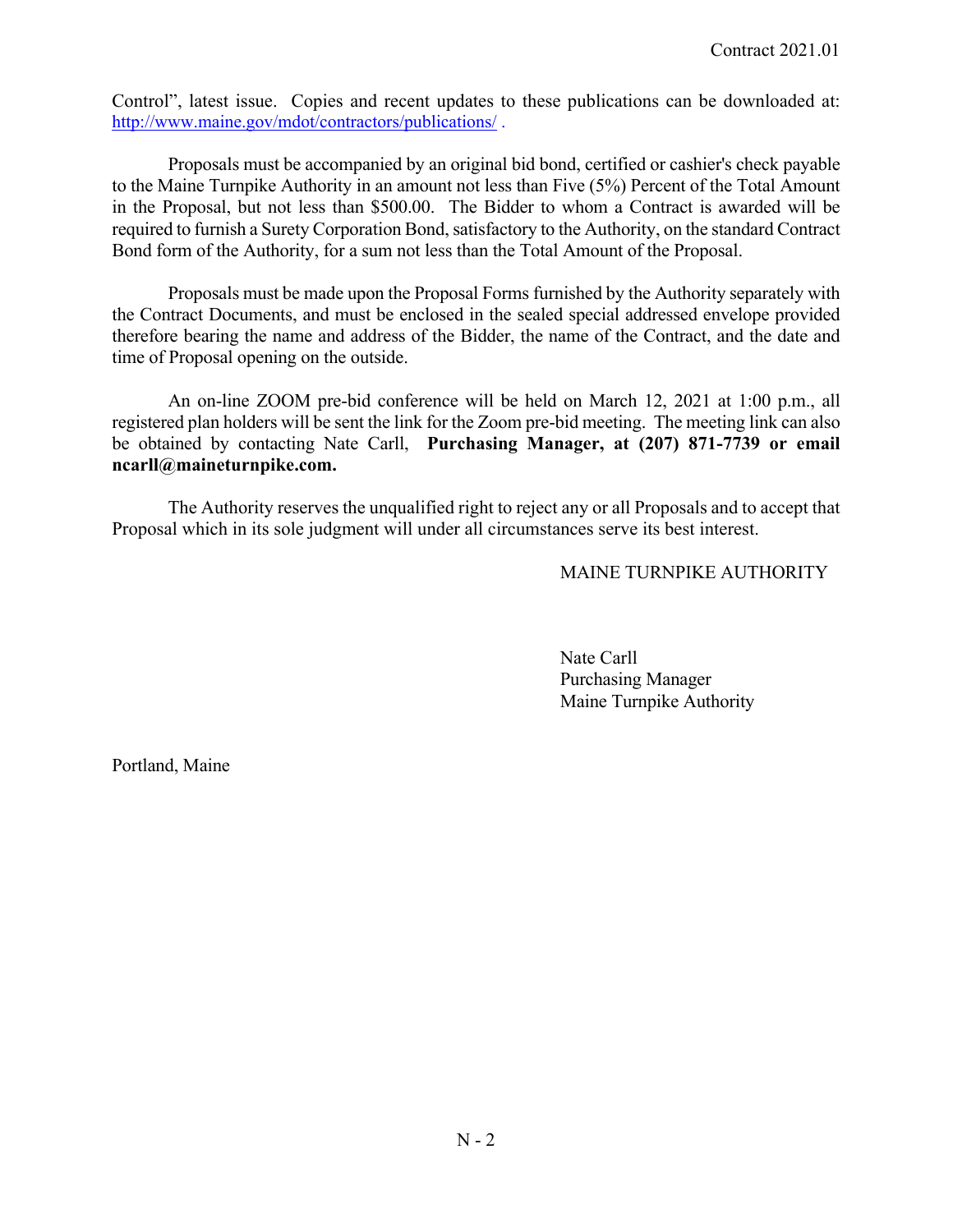Control", latest issue. Copies and recent updates to these publications can be downloaded at: http://www.maine.gov/mdot/contractors/publications/ .

Proposals must be accompanied by an original bid bond, certified or cashier's check payable to the Maine Turnpike Authority in an amount not less than Five (5%) Percent of the Total Amount in the Proposal, but not less than $500.00. The Bidder to whom a Contract is awarded will be required to furnish a Surety Corporation Bond, satisfactory to the Authority, on the standard Contract Bond form of the Authority, for a sum not less than the Total Amount of the Proposal.

Proposals must be made upon the Proposal Forms furnished by the Authority separately with the Contract Documents, and must be enclosed in the sealed special addressed envelope provided therefore bearing the name and address of the Bidder, the name of the Contract, and the date and time of Proposal opening on the outside.

An on-line ZOOM pre-bid conference will be held on March 12, 2021 at 1:00 p.m., all registered plan holders will be sent the link for the Zoom pre-bid meeting. The meeting link can also be obtained by contacting Nate Carll, **Purchasing Manager, at (207) 871-7739 or email ncarll@maineturnpike.com.**

The Authority reserves the unqualified right to reject any or all Proposals and to accept that Proposal which in its sole judgment will under all circumstances serve its best interest.

MAINE TURNPIKE AUTHORITY

Nate Carll
Purchasing Manager
Maine Turnpike Authority

Portland, Maine